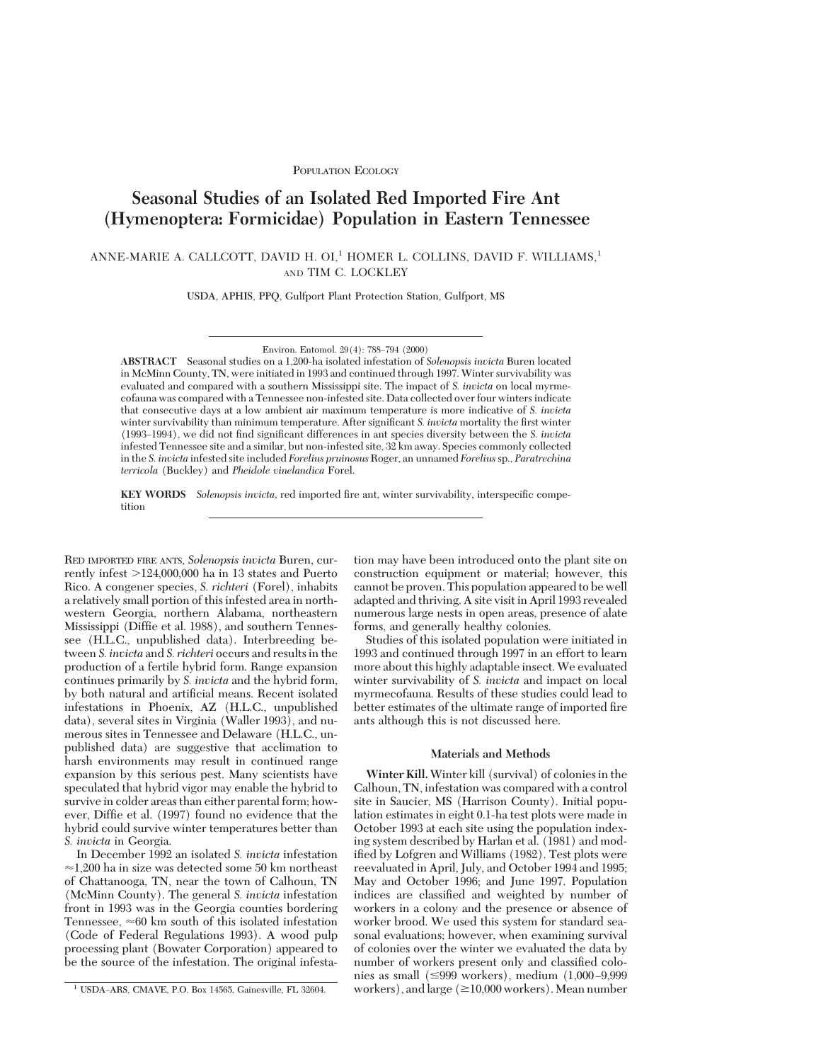POPULATION ECOLOGY

# Seasonal Studies of an Isolated Red Imported Fire Ant (Hymenoptera: Formicidae) Population in Eastern Tennessee

ANNE-MARIE A. CALLCOTT, DAVID H. OI,[1] HOMER L. COLLINS, DAVID F. WILLIAMS,[1] AND TIM C. LOCKLEY

USDA, APHIS, PPQ, Gulfport Plant Protection Station, Gulfport, MS

Environ. Entomol. 29(4): 788–794 (2000)

**ABSTRACT** Seasonal studies on a 1,200-ha isolated infestation of *Solenopsis invicta* Buren located in McMinn County, TN, were initiated in 1993 and continued through 1997. Winter survivability was evaluated and compared with a southern Mississippi site. The impact of *S. invicta* on local myrmecofauna was compared with a Tennessee non-infested site. Data collected over four winters indicate that consecutive days at a low ambient air maximum temperature is more indicative of *S. invicta* winter survivability than minimum temperature. After significant *S. invicta* mortality the first winter (1993–1994), we did not find significant differences in ant species diversity between the *S. invicta* infested Tennessee site and a similar, but non-infested site, 32 km away. Species commonly collected in the *S. invicta* infested site included *Forelius pruinosus* Roger, an unnamed *Forelius* sp., *Paratrechina terricola* (Buckley) and *Pheidole vinelandica* Forel.

**KEY WORDS** *Solenopsis invicta*, red imported fire ant, winter survivability, interspecific competition

RED IMPORTED FIRE ANTS, *Solenopsis invicta* Buren, currently infest >124,000,000 ha in 13 states and Puerto Rico. A congener species, *S. richteri* (Forel), inhabits a relatively small portion of this infested area in northwestern Georgia, northern Alabama, northeastern Mississippi (Diffie et al. 1988), and southern Tennessee (H.L.C., unpublished data). Interbreeding between *S. invicta* and *S. richteri* occurs and results in the production of a fertile hybrid form. Range expansion continues primarily by *S. invicta* and the hybrid form, by both natural and artificial means. Recent isolated infestations in Phoenix, AZ (H.L.C., unpublished data), several sites in Virginia (Waller 1993), and numerous sites in Tennessee and Delaware (H.L.C., unpublished data) are suggestive that acclimation to harsh environments may result in continued range expansion by this serious pest. Many scientists have speculated that hybrid vigor may enable the hybrid to survive in colder areas than either parental form; however, Diffie et al. (1997) found no evidence that the hybrid could survive winter temperatures better than *S. invicta* in Georgia.

In December 1992 an isolated *S. invicta* infestation ≈1,200 ha in size was detected some 50 km northeast of Chattanooga, TN, near the town of Calhoun, TN (McMinn County). The general *S. invicta* infestation front in 1993 was in the Georgia counties bordering Tennessee, ≈60 km south of this isolated infestation (Code of Federal Regulations 1993). A wood pulp processing plant (Bowater Corporation) appeared to be the source of the infestation. The original infestation may have been introduced onto the plant site on construction equipment or material; however, this cannot be proven. This population appeared to be well adapted and thriving. A site visit in April 1993 revealed numerous large nests in open areas, presence of alate forms, and generally healthy colonies.

Studies of this isolated population were initiated in 1993 and continued through 1997 in an effort to learn more about this highly adaptable insect. We evaluated winter survivability of *S. invicta* and impact on local myrmecofauna. Results of these studies could lead to better estimates of the ultimate range of imported fire ants although this is not discussed here.

## Materials and Methods

**Winter Kill.** Winter kill (survival) of colonies in the Calhoun, TN, infestation was compared with a control site in Saucier, MS (Harrison County). Initial population estimates in eight 0.1-ha test plots were made in October 1993 at each site using the population indexing system described by Harlan et al. (1981) and modified by Lofgren and Williams (1982). Test plots were reevaluated in April, July, and October 1994 and 1995; May and October 1996; and June 1997. Population indices are classified and weighted by number of workers in a colony and the presence or absence of worker brood. We used this system for standard seasonal evaluations; however, when examining survival of colonies over the winter we evaluated the data by number of workers present only and classified colonies as small (≤999 workers), medium (1,000–9,999 workers), and large (≥10,000 workers). Mean number

[1] USDA–ARS, CMAVE, P.O. Box 14565, Gainesville, FL 32604.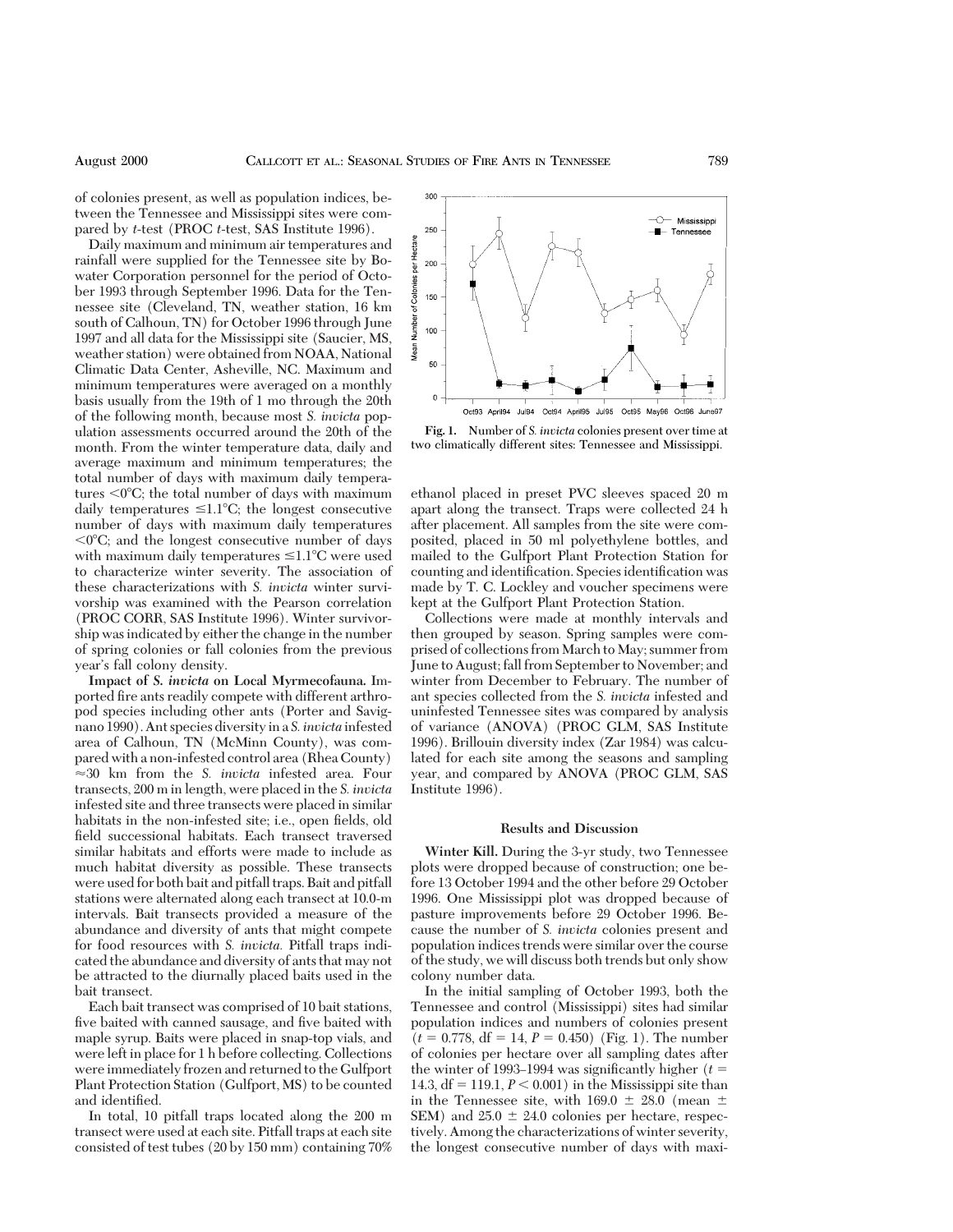of colonies present, as well as population indices, between the Tennessee and Mississippi sites were compared by *t*-test (PROC *t*-test, SAS Institute 1996).

Daily maximum and minimum air temperatures and rainfall were supplied for the Tennessee site by Bowater Corporation personnel for the period of October 1993 through September 1996. Data for the Tennessee site (Cleveland, TN, weather station, 16 km south of Calhoun, TN) for October 1996 through June 1997 and all data for the Mississippi site (Saucier, MS, weather station) were obtained from NOAA, National Climatic Data Center, Asheville, NC. Maximum and minimum temperatures were averaged on a monthly basis usually from the 19th of 1 mo through the 20th of the following month, because most *S. invicta* population assessments occurred around the 20th of the month. From the winter temperature data, daily and average maximum and minimum temperatures; the total number of days with maximum daily temperatures <0°C; the total number of days with maximum daily temperatures ≤1.1°C; the longest consecutive number of days with maximum daily temperatures <0°C; and the longest consecutive number of days with maximum daily temperatures ≤1.1°C were used to characterize winter severity. The association of these characterizations with *S. invicta* winter survivorship was examined with the Pearson correlation (PROC CORR, SAS Institute 1996). Winter survivorship was indicated by either the change in the number of spring colonies or fall colonies from the previous year's fall colony density.

**Impact of *S. invicta* on Local Myrmecofauna.** Imported fire ants readily compete with different arthropod species including other ants (Porter and Savignano 1990). Ant species diversity in a *S. invicta* infested area of Calhoun, TN (McMinn County), was compared with a non-infested control area (Rhea County) ≈30 km from the *S. invicta* infested area. Four transects, 200 m in length, were placed in the *S. invicta* infested site and three transects were placed in similar habitats in the non-infested site; i.e., open fields, old field successional habitats. Each transect traversed similar habitats and efforts were made to include as much habitat diversity as possible. These transects were used for both bait and pitfall traps. Bait and pitfall stations were alternated along each transect at 10.0-m intervals. Bait transects provided a measure of the abundance and diversity of ants that might compete for food resources with *S. invicta*. Pitfall traps indicated the abundance and diversity of ants that may not be attracted to the diurnally placed baits used in the bait transect.

Each bait transect was comprised of 10 bait stations, five baited with canned sausage, and five baited with maple syrup. Baits were placed in snap-top vials, and were left in place for 1 h before collecting. Collections were immediately frozen and returned to the Gulfport Plant Protection Station (Gulfport, MS) to be counted and identified.

In total, 10 pitfall traps located along the 200 m transect were used at each site. Pitfall traps at each site consisted of test tubes (20 by 150 mm) containing 70% ethanol placed in preset PVC sleeves spaced 20 m apart along the transect. Traps were collected 24 h after placement. All samples from the site were composited, placed in 50 ml polyethylene bottles, and mailed to the Gulfport Plant Protection Station for counting and identification. Species identification was made by T. C. Lockley and voucher specimens were kept at the Gulfport Plant Protection Station.

Collections were made at monthly intervals and then grouped by season. Spring samples were comprised of collections from March to May; summer from June to August; fall from September to November; and winter from December to February. The number of ant species collected from the *S. invicta* infested and uninfested Tennessee sites was compared by analysis of variance (ANOVA) (PROC GLM, SAS Institute 1996). Brillouin diversity index (Zar 1984) was calculated for each site among the seasons and sampling year, and compared by ANOVA (PROC GLM, SAS Institute 1996).

**Fig. 1.** Number of *S. invicta* colonies present over time at two climatically different sites: Tennessee and Mississippi.

## Results and Discussion

**Winter Kill.** During the 3-yr study, two Tennessee plots were dropped because of construction; one before 13 October 1994 and the other before 29 October 1996. One Mississippi plot was dropped because of pasture improvements before 29 October 1996. Because the number of *S. invicta* colonies present and population indices trends were similar over the course of the study, we will discuss both trends but only show colony number data.

In the initial sampling of October 1993, both the Tennessee and control (Mississippi) sites had similar population indices and numbers of colonies present ($t = 0.778$, df = 14, $P = 0.450$) (Fig. 1). The number of colonies per hectare over all sampling dates after the winter of 1993–1994 was significantly higher ($t = 14.3$, df = 119.1, $P < 0.001$) in the Mississippi site than in the Tennessee site, with 169.0 ± 28.0 (mean ± SEM) and 25.0 ± 24.0 colonies per hectare, respectively. Among the characterizations of winter severity, the longest consecutive number of days with maxi-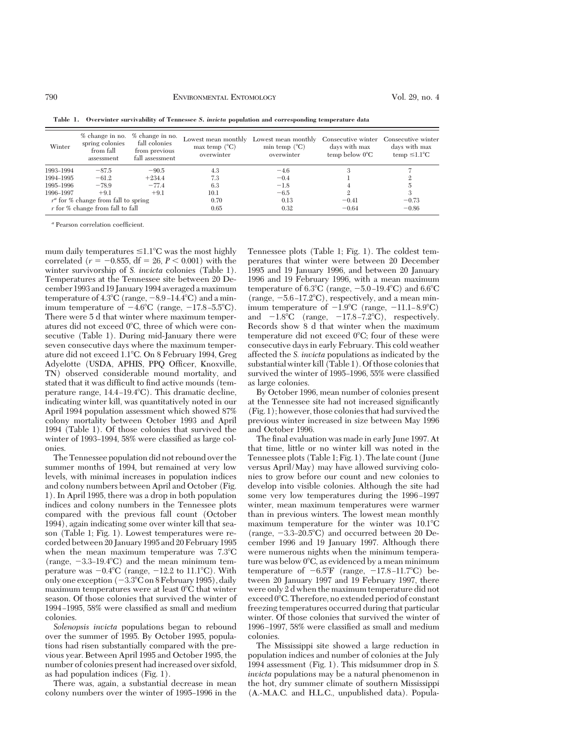**Table 1. Overwinter survivability of Tennessee *S. invicta* population and corresponding temperature data**

| Winter | % change in no. spring colonies from fall assessment | % change in no. fall colonies from previous fall assessment | Lowest mean monthly max temp (°C) overwinter | Lowest mean monthly min temp (°C) overwinter | Consecutive winter days with max temp below 0°C | Consecutive winter days with max temp ≤1.1°C |
|---|---|---|---|---|---|---|
| 1993–1994 | −87.5 | −90.5 | 4.3 | −4.6 | 3 | 7 |
| 1994–1995 | −61.2 | +234.4 | 7.3 | −0.4 | 1 | 2 |
| 1995–1996 | −78.9 | −77.4 | 6.3 | −1.8 | 4 | 5 |
| 1996–1997 | +9.1 | +9.1 | 10.1 | −6.5 | 2 | 3 |
| $r^a$ for % change from fall to spring | | | 0.70 | 0.13 | −0.41 | −0.73 |
| $r$ for % change from fall to fall | | | 0.65 | 0.32 | −0.64 | −0.86 |

[a] Pearson correlation coefficient.

mum daily temperatures ≤1.1°C was the most highly correlated ($r = -0.855$, df = 26, $P < 0.001$) with the winter survivorship of *S. invicta* colonies (Table 1). Temperatures at the Tennessee site between 20 December 1993 and 19 January 1994 averaged a maximum temperature of 4.3°C (range, −8.9–14.4°C) and a minimum temperature of −4.6°C (range, −17.8–5.5°C). There were 5 d that winter where maximum temperatures did not exceed 0°C, three of which were consecutive (Table 1). During mid-January there were seven consecutive days where the maximum temperature did not exceed 1.1°C. On 8 February 1994, Greg Adyelotte (USDA, APHIS, PPQ Officer, Knoxville, TN) observed considerable mound mortality, and stated that it was difficult to find active mounds (temperature range, 14.4–19.4°C). This dramatic decline, indicating winter kill, was quantitatively noted in our April 1994 population assessment which showed 87% colony mortality between October 1993 and April 1994 (Table 1). Of those colonies that survived the winter of 1993–1994, 58% were classified as large colonies.

The Tennessee population did not rebound over the summer months of 1994, but remained at very low levels, with minimal increases in population indices and colony numbers between April and October (Fig. 1). In April 1995, there was a drop in both population indices and colony numbers in the Tennessee plots compared with the previous fall count (October 1994), again indicating some over winter kill that season (Table 1; Fig. 1). Lowest temperatures were recorded between 20 January 1995 and 20 February 1995 when the mean maximum temperature was 7.3°C (range, −3.3–19.4°C) and the mean minimum temperature was −0.4°C (range, −12.2 to 11.1°C). With only one exception (−3.3°C on 8 February 1995), daily maximum temperatures were at least 0°C that winter season. Of those colonies that survived the winter of 1994–1995, 58% were classified as small and medium colonies.

*Solenopsis invicta* populations began to rebound over the summer of 1995. By October 1995, populations had risen substantially compared with the previous year. Between April 1995 and October 1995, the number of colonies present had increased over sixfold, as had population indices (Fig. 1).

There was, again, a substantial decrease in mean colony numbers over the winter of 1995–1996 in the Tennessee plots (Table 1; Fig. 1). The coldest temperatures that winter were between 20 December 1995 and 19 January 1996, and between 20 January 1996 and 19 February 1996, with a mean maximum temperature of 6.3°C (range, −5.0–19.4°C) and 6.6°C (range, −5.6–17.2°C), respectively, and a mean minimum temperature of −1.9°C (range, −11.1–8.9°C) and −1.8°C (range, −17.8–7.2°C), respectively. Records show 8 d that winter when the maximum temperature did not exceed 0°C; four of these were consecutive days in early February. This cold weather affected the *S. invicta* populations as indicated by the substantial winter kill (Table 1). Of those colonies that survived the winter of 1995–1996, 55% were classified as large colonies.

By October 1996, mean number of colonies present at the Tennessee site had not increased significantly (Fig. 1); however, those colonies that had survived the previous winter increased in size between May 1996 and October 1996.

The final evaluation was made in early June 1997. At that time, little or no winter kill was noted in the Tennessee plots (Table 1; Fig. 1). The late count (June versus April/May) may have allowed surviving colonies to grow before our count and new colonies to develop into visible colonies. Although the site had some very low temperatures during the 1996–1997 winter, mean maximum temperatures were warmer than in previous winters. The lowest mean monthly maximum temperature for the winter was 10.1°C (range, −3.3–20.5°C) and occurred between 20 December 1996 and 19 January 1997. Although there were numerous nights when the minimum temperature was below 0°C, as evidenced by a mean minimum temperature of −6.5°F (range, −17.8–11.7°C) between 20 January 1997 and 19 February 1997, there were only 2 d when the maximum temperature did not exceed 0°C. Therefore, no extended period of constant freezing temperatures occurred during that particular winter. Of those colonies that survived the winter of 1996–1997, 58% were classified as small and medium colonies.

The Mississippi site showed a large reduction in population indices and number of colonies at the July 1994 assessment (Fig. 1). This midsummer drop in *S. invicta* populations may be a natural phenomenon in the hot, dry summer climate of southern Mississippi (A.-M.A.C. and H.L.C., unpublished data). Popula-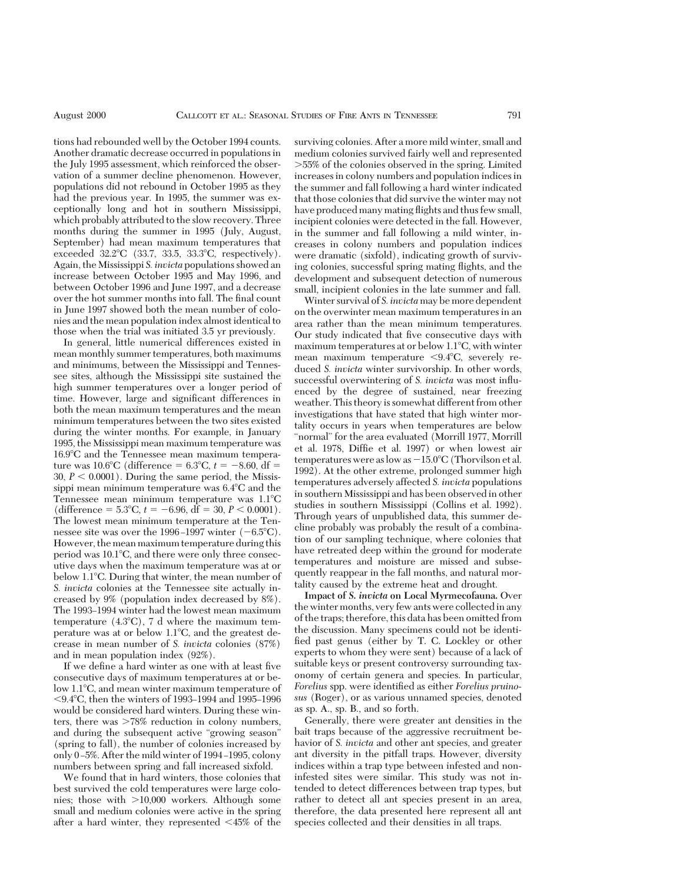tions had rebounded well by the October 1994 counts. Another dramatic decrease occurred in populations in the July 1995 assessment, which reinforced the observation of a summer decline phenomenon. However, populations did not rebound in October 1995 as they had the previous year. In 1995, the summer was exceptionally long and hot in southern Mississippi, which probably attributed to the slow recovery. Three months during the summer in 1995 (July, August, September) had mean maximum temperatures that exceeded 32.2°C (33.7, 33.5, 33.3°C, respectively). Again, the Mississippi *S. invicta* populations showed an increase between October 1995 and May 1996, and between October 1996 and June 1997, and a decrease over the hot summer months into fall. The final count in June 1997 showed both the mean number of colonies and the mean population index almost identical to those when the trial was initiated 3.5 yr previously.

In general, little numerical differences existed in mean monthly summer temperatures, both maximums and minimums, between the Mississippi and Tennessee sites, although the Mississippi site sustained the high summer temperatures over a longer period of time. However, large and significant differences in both the mean maximum temperatures and the mean minimum temperatures between the two sites existed during the winter months. For example, in January 1995, the Mississippi mean maximum temperature was 16.9°C and the Tennessee mean maximum temperature was 10.6°C (difference = 6.3°C, $t = -8.60$, df = 30, $P < 0.0001$). During the same period, the Mississippi mean minimum temperature was 6.4°C and the Tennessee mean minimum temperature was 1.1°C (difference = 5.3°C, $t = -6.96$, df = 30, $P < 0.0001$). The lowest mean minimum temperature at the Tennessee site was over the 1996–1997 winter (−6.5°C). However, the mean maximum temperature during this period was 10.1°C, and there were only three consecutive days when the maximum temperature was at or below 1.1°C. During that winter, the mean number of *S. invicta* colonies at the Tennessee site actually increased by 9% (population index decreased by 8%). The 1993–1994 winter had the lowest mean maximum temperature (4.3°C), 7 d where the maximum temperature was at or below 1.1°C, and the greatest decrease in mean number of *S. invicta* colonies (87%) and in mean population index (92%).

If we define a hard winter as one with at least five consecutive days of maximum temperatures at or below 1.1°C, and mean winter maximum temperature of <9.4°C, then the winters of 1993–1994 and 1995–1996 would be considered hard winters. During these winters, there was >78% reduction in colony numbers, and during the subsequent active "growing season" (spring to fall), the number of colonies increased by only 0–5%. After the mild winter of 1994–1995, colony numbers between spring and fall increased sixfold.

We found that in hard winters, those colonies that best survived the cold temperatures were large colonies; those with >10,000 workers. Although some small and medium colonies were active in the spring after a hard winter, they represented <45% of the surviving colonies. After a more mild winter, small and medium colonies survived fairly well and represented >55% of the colonies observed in the spring. Limited increases in colony numbers and population indices in the summer and fall following a hard winter indicated that those colonies that did survive the winter may not have produced many mating flights and thus few small, incipient colonies were detected in the fall. However, in the summer and fall following a mild winter, increases in colony numbers and population indices were dramatic (sixfold), indicating growth of surviving colonies, successful spring mating flights, and the development and subsequent detection of numerous small, incipient colonies in the late summer and fall.

Winter survival of *S. invicta* may be more dependent on the overwinter mean maximum temperatures in an area rather than the mean minimum temperatures. Our study indicated that five consecutive days with maximum temperatures at or below 1.1°C, with winter mean maximum temperature <9.4°C, severely reduced *S. invicta* winter survivorship. In other words, successful overwintering of *S. invicta* was most influenced by the degree of sustained, near freezing weather. This theory is somewhat different from other investigations that have stated that high winter mortality occurs in years when temperatures are below "normal" for the area evaluated (Morrill 1977, Morrill et al. 1978, Diffie et al. 1997) or when lowest air temperatures were as low as −15.0°C (Thorvilson et al. 1992). At the other extreme, prolonged summer high temperatures adversely affected *S. invicta* populations in southern Mississippi and has been observed in other studies in southern Mississippi (Collins et al. 1992). Through years of unpublished data, this summer decline probably was probably the result of a combination of our sampling technique, where colonies that have retreated deep within the ground for moderate temperatures and moisture are missed and subsequently reappear in the fall months, and natural mortality caused by the extreme heat and drought.

**Impact of *S. invicta* on Local Myrmecofauna.** Over the winter months, very few ants were collected in any of the traps; therefore, this data has been omitted from the discussion. Many specimens could not be identified past genus (either by T. C. Lockley or other experts to whom they were sent) because of a lack of suitable keys or present controversy surrounding taxonomy of certain genera and species. In particular, *Forelius* spp. were identified as either *Forelius pruinosus* (Roger), or as various unnamed species, denoted as sp. A., sp. B., and so forth.

Generally, there were greater ant densities in the bait traps because of the aggressive recruitment behavior of *S. invicta* and other ant species, and greater ant diversity in the pitfall traps. However, diversity indices within a trap type between infested and noninfested sites were similar. This study was not intended to detect differences between trap types, but rather to detect all ant species present in an area, therefore, the data presented here represent all ant species collected and their densities in all traps.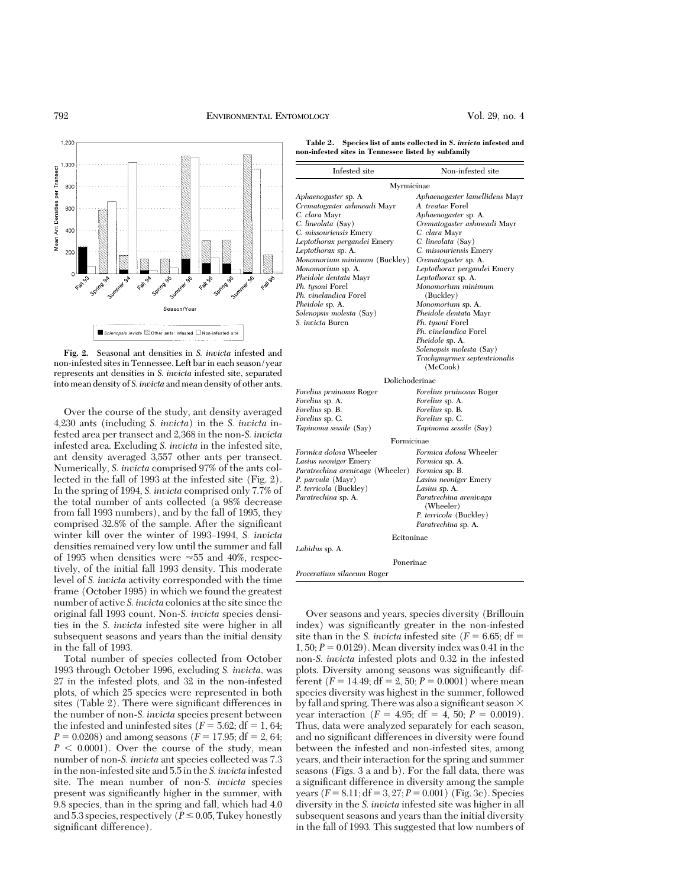**Fig. 2.** Seasonal ant densities in *S. invicta* infested and non-infested sites in Tennessee. Left bar in each season/year represents ant densities in *S. invicta* infested site, separated into mean density of *S. invicta* and mean density of other ants.

Over the course of the study, ant density averaged 4,230 ants (including *S. invicta*) in the *S. invicta* infested area per transect and 2,368 in the non-*S. invicta* infested area. Excluding *S. invicta* in the infested site, ant density averaged 3,557 other ants per transect. Numerically, *S. invicta* comprised 97% of the ants collected in the fall of 1993 at the infested site (Fig. 2). In the spring of 1994, *S. invicta* comprised only 7.7% of the total number of ants collected (a 98% decrease from fall 1993 numbers), and by the fall of 1995, they comprised 32.8% of the sample. After the significant winter kill over the winter of 1993–1994, *S. invicta* densities remained very low until the summer and fall of 1995 when densities were ≈55 and 40%, respectively, of the initial fall 1993 density. This moderate level of *S. invicta* activity corresponded with the time frame (October 1995) in which we found the greatest number of active *S. invicta* colonies at the site since the original fall 1993 count. Non-*S. invicta* species densities in the *S. invicta* infested site were higher in all subsequent seasons and years than the initial density in the fall of 1993.

Total number of species collected from October 1993 through October 1996, excluding *S. invicta*, was 27 in the infested plots, and 32 in the non-infested plots, of which 25 species were represented in both sites (Table 2). There were significant differences in the number of non-*S. invicta* species present between the infested and uninfested sites ($F = 5.62$; df = 1, 64; $P = 0.0208$) and among seasons ($F = 17.95$; df = 2, 64; $P < 0.0001$). Over the course of the study, mean number of non-*S. invicta* ant species collected was 7.3 in the non-infested site and 5.5 in the *S. invicta* infested site. The mean number of non-*S. invicta* species present was significantly higher in the summer, with 9.8 species, than in the spring and fall, which had 4.0 and 5.3 species, respectively ($P \leq 0.05$, Tukey honestly significant difference).

**Table 2. Species list of ants collected in *S. invicta* infested and non-infested sites in Tennessee listed by subfamily**

| Infested site | Non-infested site |
|---|---|
| **Myrmicinae** | |
| *Aphaenogaster* sp. A | *Aphaenogaster lamellidens* Mayr |
| *Crematogaster ashmeadi* Mayr | *A. treatae* Forel |
| *C. clara* Mayr | *Aphaenogaster* sp. A. |
| *C. lineolata* (Say) | *Crematogaster ashmeadi* Mayr |
| *C. missouriensis* Emery | *C. clara* Mayr |
| *Leptothorax pergandei* Emery | *C. lineolata* (Say) |
| *Leptothorax* sp. A. | *C. missouriensis* Emery |
| *Monomorium minimum* (Buckley) | *Crematogaster* sp. A. |
| *Monomorium* sp. A. | *Leptothorax pergandei* Emery |
| *Pheidole dentata* Mayr | *Leptothorax* sp. A. |
| *Ph. tysoni* Forel | *Monomorium minimum* (Buckley) |
| *Ph. vinelandica* Forel | *Monomorium* sp. A. |
| *Pheidole* sp. A. | *Pheidole dentata* Mayr |
| *Solenopsis molesta* (Say) | *Ph. tysoni* Forel |
| *S. invicta* Buren | *Ph. vinelandica* Forel |
| | *Pheidole* sp. A. |
| | *Solenopsis molesta* (Say) |
| | *Trachymyrmex septentrionalis* (McCook) |
| **Dolichoderinae** | |
| *Forelius pruinosus* Roger | *Forelius pruinosus* Roger |
| *Forelius* sp. A. | *Forelius* sp. A. |
| *Forelius* sp. B. | *Forelius* sp. B. |
| *Forelius* sp. C. | *Forelius* sp. C. |
| *Tapinoma sessile* (Say) | *Tapinoma sessile* (Say) |
| **Formicinae** | |
| *Formica dolosa* Wheeler | *Formica dolosa* Wheeler |
| *Lasius neoniger* Emery | *Formica* sp. A. |
| *Paratrechina arenivaga* (Wheeler) | *Formica* sp. B. |
| *P. parvula* (Mayr) | *Lasius neoniger* Emery |
| *P. terricola* (Buckley) | *Lasius* sp. A. |
| *Paratrechina* sp. A. | *Paratrechina arenivaga* (Wheeler) |
| | *P. terricola* (Buckley) |
| | *Paratrechina* sp. A. |
| **Ecitoninae** | |
| *Labidus* sp. A. | |
| **Ponerinae** | |
| *Proceratium silaceum* Roger | |

Over seasons and years, species diversity (Brillouin index) was significantly greater in the non-infested site than in the *S. invicta* infested site ($F = 6.65$; df = 1, 50; $P = 0.0129$). Mean diversity index was 0.41 in the non-*S. invicta* infested plots and 0.32 in the infested plots. Diversity among seasons was significantly different ($F = 14.49$; df = 2, 50; $P = 0.0001$) where mean species diversity was highest in the summer, followed by fall and spring. There was also a significant season × year interaction ($F = 4.95$; df = 4, 50; $P = 0.0019$). Thus, data were analyzed separately for each season, and no significant differences in diversity were found between the infested and non-infested sites, among years, and their interaction for the spring and summer seasons (Figs. 3 a and b). For the fall data, there was a significant difference in diversity among the sample years ($F = 8.11$; df = 3, 27; $P = 0.001$) (Fig. 3c). Species diversity in the *S. invicta* infested site was higher in all subsequent seasons and years than the initial diversity in the fall of 1993. This suggested that low numbers of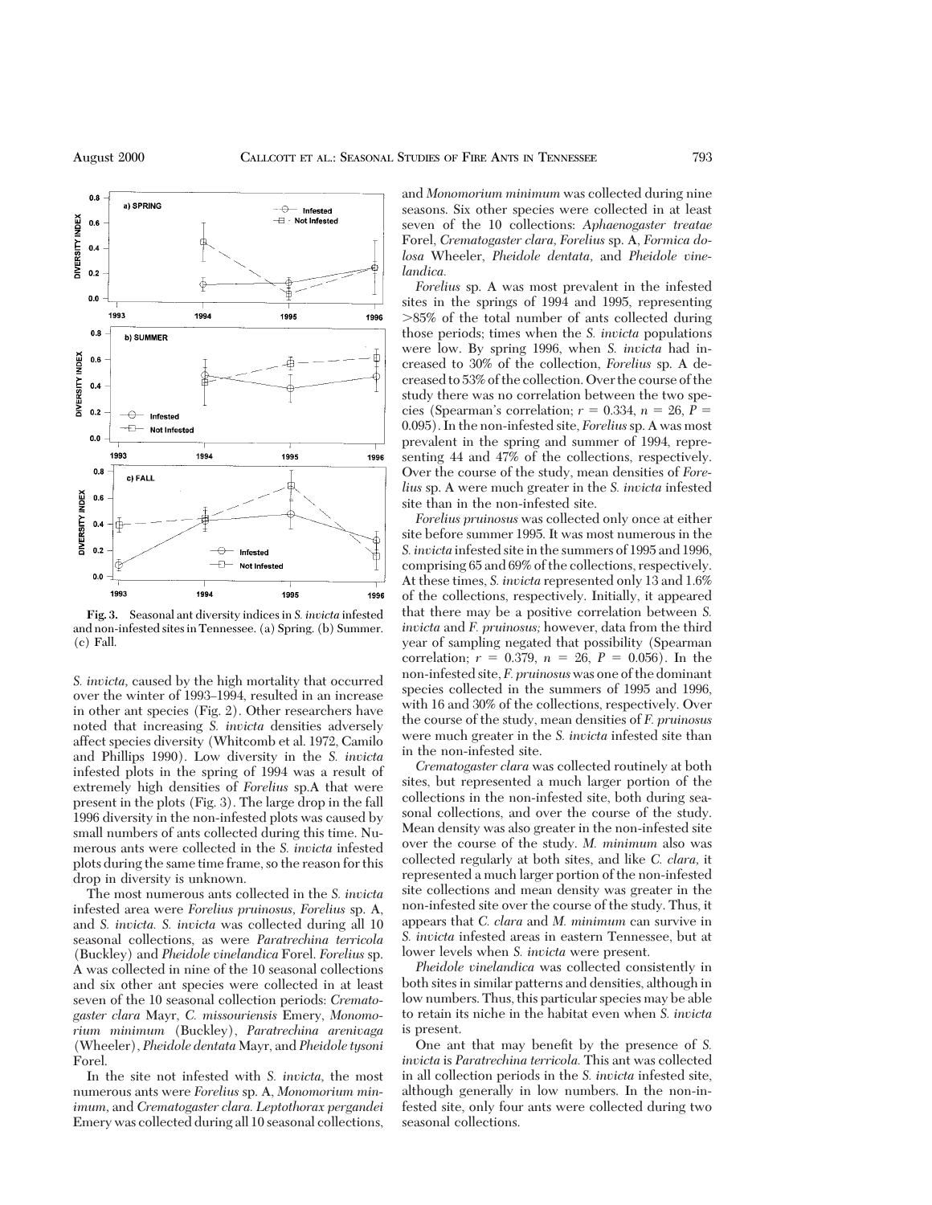Fig. 3. Seasonal ant diversity indices in *S. invicta* infested and non-infested sites in Tennessee. (a) Spring. (b) Summer. (c) Fall.

*S. invicta,* caused by the high mortality that occurred over the winter of 1993–1994, resulted in an increase in other ant species (Fig. 2). Other researchers have noted that increasing *S. invicta* densities adversely affect species diversity (Whitcomb et al. 1972, Camilo and Phillips 1990). Low diversity in the *S. invicta* infested plots in the spring of 1994 was a result of extremely high densities of *Forelius* sp.A that were present in the plots (Fig. 3). The large drop in the fall 1996 diversity in the non-infested plots was caused by small numbers of ants collected during this time. Numerous ants were collected in the *S. invicta* infested plots during the same time frame, so the reason for this drop in diversity is unknown.

The most numerous ants collected in the *S. invicta* infested area were *Forelius pruinosus, Forelius* sp. A, and *S. invicta. S. invicta* was collected during all 10 seasonal collections, as were *Paratrechina terricola* (Buckley) and *Pheidole vinelandica* Forel. *Forelius* sp. A was collected in nine of the 10 seasonal collections and six other ant species were collected in at least seven of the 10 seasonal collection periods: *Crematogaster clara* Mayr, *C. missouriensis* Emery, *Monomorium minimum* (Buckley), *Paratrechina arenivaga* (Wheeler), *Pheidole dentata* Mayr, and *Pheidole tysoni* Forel.

In the site not infested with *S. invicta,* the most numerous ants were *Forelius* sp. A, *Monomorium minimum,* and *Crematogaster clara. Leptothorax pergandei* Emery was collected during all 10 seasonal collections, and *Monomorium minimum* was collected during nine seasons. Six other species were collected in at least seven of the 10 collections: *Aphaenogaster treatae* Forel, *Crematogaster clara, Forelius* sp. A, *Formica dolosa* Wheeler, *Pheidole dentata,* and *Pheidole vinelandica.*

*Forelius* sp. A was most prevalent in the infested sites in the springs of 1994 and 1995, representing >85% of the total number of ants collected during those periods; times when the *S. invicta* populations were low. By spring 1996, when *S. invicta* had increased to 30% of the collection, *Forelius* sp. A decreased to 53% of the collection. Over the course of the study there was no correlation between the two species (Spearman's correlation; $r = 0.334$, $n = 26$, $P = 0.095$). In the non-infested site, *Forelius* sp. A was most prevalent in the spring and summer of 1994, representing 44 and 47% of the collections, respectively. Over the course of the study, mean densities of *Forelius* sp. A were much greater in the *S. invicta* infested site than in the non-infested site.

*Forelius pruinosus* was collected only once at either site before summer 1995. It was most numerous in the *S. invicta* infested site in the summers of 1995 and 1996, comprising 65 and 69% of the collections, respectively. At these times, *S. invicta* represented only 13 and 1.6% of the collections, respectively. Initially, it appeared that there may be a positive correlation between *S. invicta* and *F. pruinosus;* however, data from the third year of sampling negated that possibility (Spearman correlation; $r = 0.379$, $n = 26$, $P = 0.056$). In the non-infested site, *F. pruinosus* was one of the dominant species collected in the summers of 1995 and 1996, with 16 and 30% of the collections, respectively. Over the course of the study, mean densities of *F. pruinosus* were much greater in the *S. invicta* infested site than in the non-infested site.

*Crematogaster clara* was collected routinely at both sites, but represented a much larger portion of the collections in the non-infested site, both during seasonal collections, and over the course of the study. Mean density was also greater in the non-infested site over the course of the study. *M. minimum* also was collected regularly at both sites, and like *C. clara,* it represented a much larger portion of the non-infested site collections and mean density was greater in the non-infested site over the course of the study. Thus, it appears that *C. clara* and *M. minimum* can survive in *S. invicta* infested areas in eastern Tennessee, but at lower levels when *S. invicta* were present.

*Pheidole vinelandica* was collected consistently in both sites in similar patterns and densities, although in low numbers. Thus, this particular species may be able to retain its niche in the habitat even when *S. invicta* is present.

One ant that may benefit by the presence of *S. invicta* is *Paratrechina terricola.* This ant was collected in all collection periods in the *S. invicta* infested site, although generally in low numbers. In the non-infested site, only four ants were collected during two seasonal collections.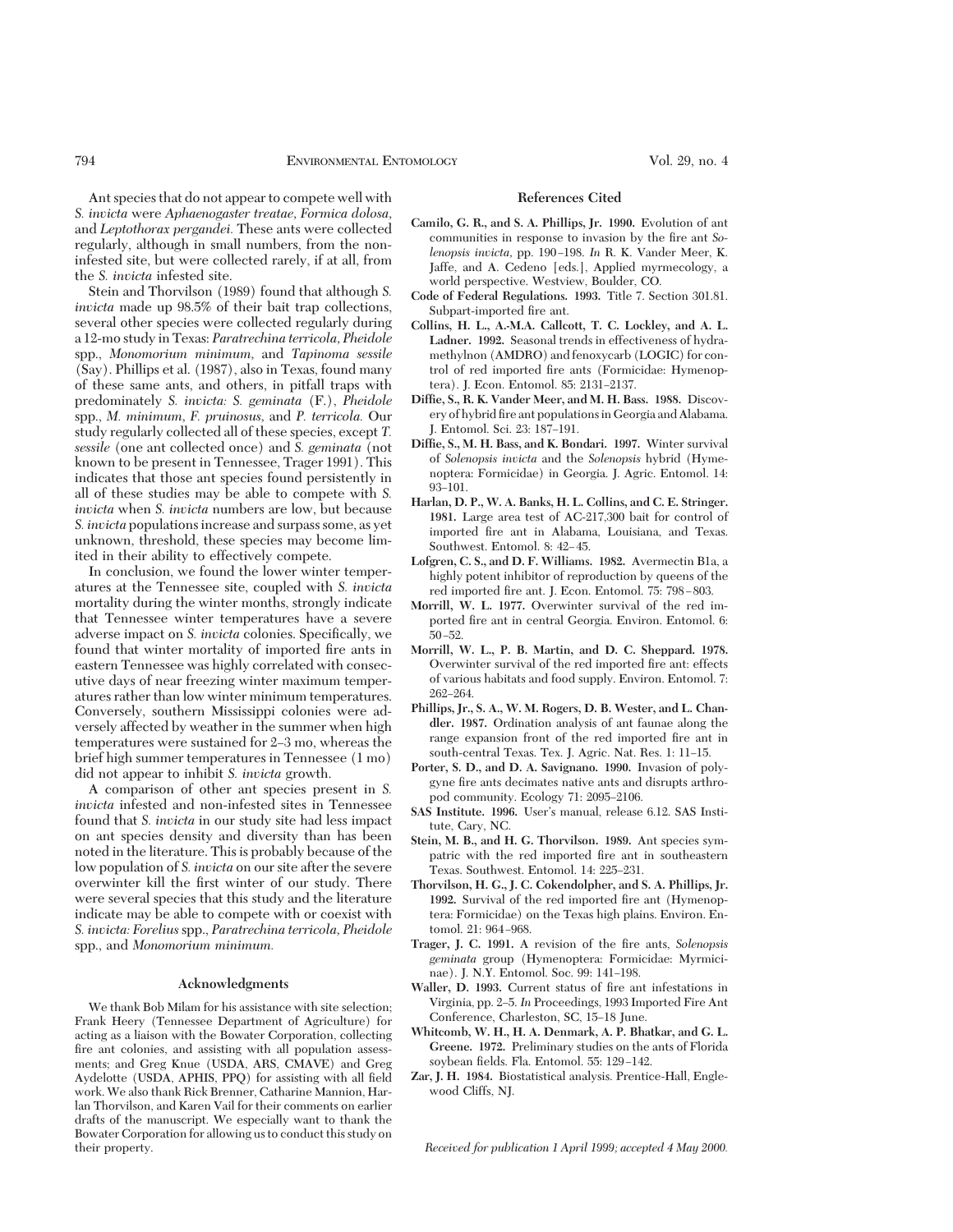Ant species that do not appear to compete well with *S. invicta* were *Aphaenogaster treatae*, *Formica dolosa*, and *Leptothorax pergandei.* These ants were collected regularly, although in small numbers, from the non-infested site, but were collected rarely, if at all, from the *S. invicta* infested site.

Stein and Thorvilson (1989) found that although *S. invicta* made up 98.5% of their bait trap collections, several other species were collected regularly during a 12-mo study in Texas: *Paratrechina terricola*, *Pheidole* spp., *Monomorium minimum*, and *Tapinoma sessile* (Say). Phillips et al. (1987), also in Texas, found many of these same ants, and others, in pitfall traps with predominately *S. invicta*: *S. geminata* (F.), *Pheidole* spp., *M. minimum*, *F. pruinosus*, and *P. terricola.* Our study regularly collected all of these species, except *T. sessile* (one ant collected once) and *S. geminata* (not known to be present in Tennessee, Trager 1991). This indicates that those ant species found persistently in all of these studies may be able to compete with *S. invicta* when *S. invicta* numbers are low, but because *S. invicta* populations increase and surpass some, as yet unknown, threshold, these species may become limited in their ability to effectively compete.

In conclusion, we found the lower winter temperatures at the Tennessee site, coupled with *S. invicta* mortality during the winter months, strongly indicate that Tennessee winter temperatures have a severe adverse impact on *S. invicta* colonies. Specifically, we found that winter mortality of imported fire ants in eastern Tennessee was highly correlated with consecutive days of near freezing winter maximum temperatures rather than low winter minimum temperatures. Conversely, southern Mississippi colonies were adversely affected by weather in the summer when high temperatures were sustained for 2–3 mo, whereas the brief high summer temperatures in Tennessee (1 mo) did not appear to inhibit *S. invicta* growth.

A comparison of other ant species present in *S. invicta* infested and non-infested sites in Tennessee found that *S. invicta* in our study site had less impact on ant species density and diversity than has been noted in the literature. This is probably because of the low population of *S. invicta* on our site after the severe overwinter kill the first winter of our study. There were several species that this study and the literature indicate may be able to compete with or coexist with *S. invicta*: *Forelius* spp., *Paratrechina terricola*, *Pheidole* spp., and *Monomorium minimum.*

## Acknowledgments

We thank Bob Milam for his assistance with site selection; Frank Heery (Tennessee Department of Agriculture) for acting as a liaison with the Bowater Corporation, collecting fire ant colonies, and assisting with all population assessments; and Greg Knue (USDA, ARS, CMAVE) and Greg Aydelotte (USDA, APHIS, PPQ) for assisting with all field work. We also thank Rick Brenner, Catharine Mannion, Harlan Thorvilson, and Karen Vail for their comments on earlier drafts of the manuscript. We especially want to thank the Bowater Corporation for allowing us to conduct this study on their property.

## References Cited

**Camilo, G. R., and S. A. Phillips, Jr. 1990.** Evolution of ant communities in response to invasion by the fire ant *Solenopsis invicta*, pp. 190–198. *In* R. K. Vander Meer, K. Jaffe, and A. Cedeno [eds.], Applied myrmecology, a world perspective. Westview, Boulder, CO.

**Code of Federal Regulations. 1993.** Title 7. Section 301.81. Subpart-imported fire ant.

**Collins, H. L., A.-M.A. Callcott, T. C. Lockley, and A. L. Ladner. 1992.** Seasonal trends in effectiveness of hydramethylnon (AMDRO) and fenoxycarb (LOGIC) for control of red imported fire ants (Formicidae: Hymenoptera). J. Econ. Entomol. 85: 2131–2137.

**Diffie, S., R. K. Vander Meer, and M. H. Bass. 1988.** Discovery of hybrid fire ant populations in Georgia and Alabama. J. Entomol. Sci. 23: 187–191.

**Diffie, S., M. H. Bass, and K. Bondari. 1997.** Winter survival of *Solenopsis invicta* and the *Solenopsis* hybrid (Hymenoptera: Formicidae) in Georgia. J. Agric. Entomol. 14: 93–101.

**Harlan, D. P., W. A. Banks, H. L. Collins, and C. E. Stringer. 1981.** Large area test of AC-217,300 bait for control of imported fire ant in Alabama, Louisiana, and Texas. Southwest. Entomol. 8: 42–45.

**Lofgren, C. S., and D. F. Williams. 1982.** Avermectin B1a, a highly potent inhibitor of reproduction by queens of the red imported fire ant. J. Econ. Entomol. 75: 798–803.

**Morrill, W. L. 1977.** Overwinter survival of the red imported fire ant in central Georgia. Environ. Entomol. 6: 50–52.

**Morrill, W. L., P. B. Martin, and D. C. Sheppard. 1978.** Overwinter survival of the red imported fire ant: effects of various habitats and food supply. Environ. Entomol. 7: 262–264.

**Phillips, Jr., S. A., W. M. Rogers, D. B. Wester, and L. Chandler. 1987.** Ordination analysis of ant faunae along the range expansion front of the red imported fire ant in south-central Texas. Tex. J. Agric. Nat. Res. 1: 11–15.

**Porter, S. D., and D. A. Savignano. 1990.** Invasion of polygyne fire ants decimates native ants and disrupts arthropod community. Ecology 71: 2095–2106.

**SAS Institute. 1996.** User's manual, release 6.12. SAS Institute, Cary, NC.

**Stein, M. B., and H. G. Thorvilson. 1989.** Ant species sympatric with the red imported fire ant in southeastern Texas. Southwest. Entomol. 14: 225–231.

**Thorvilson, H. G., J. C. Cokendolpher, and S. A. Phillips, Jr. 1992.** Survival of the red imported fire ant (Hymenoptera: Formicidae) on the Texas high plains. Environ. Entomol. 21: 964–968.

**Trager, J. C. 1991.** A revision of the fire ants, *Solenopsis geminata* group (Hymenoptera: Formicidae: Myrmicinae). J. N.Y. Entomol. Soc. 99: 141–198.

**Waller, D. 1993.** Current status of fire ant infestations in Virginia, pp. 2–5. *In* Proceedings, 1993 Imported Fire Ant Conference, Charleston, SC, 15–18 June.

**Whitcomb, W. H., H. A. Denmark, A. P. Bhatkar, and G. L. Greene. 1972.** Preliminary studies on the ants of Florida soybean fields. Fla. Entomol. 55: 129–142.

**Zar, J. H. 1984.** Biostatistical analysis. Prentice-Hall, Englewood Cliffs, NJ.

*Received for publication 1 April 1999; accepted 4 May 2000.*